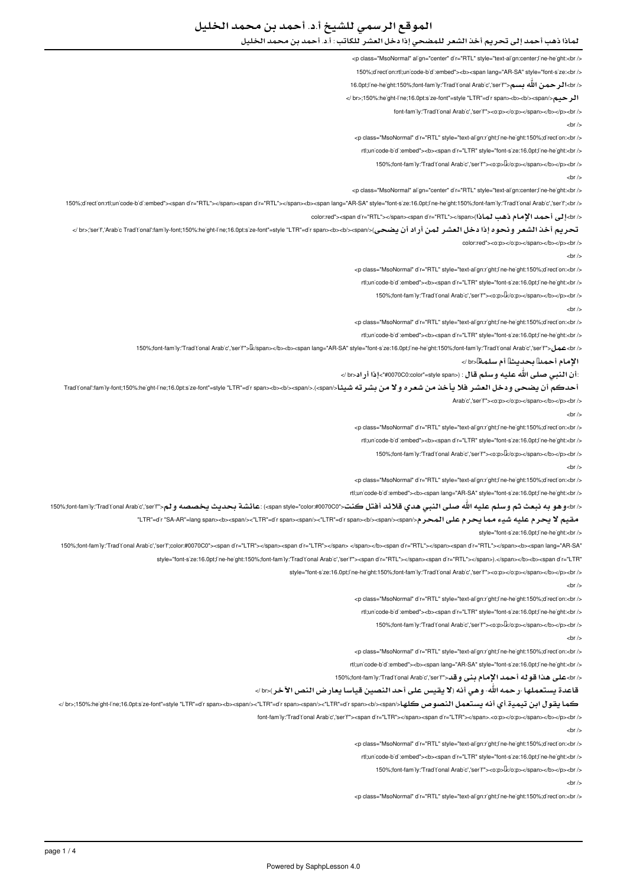# لماذا ذهب أحمد إلى تحريم أخذ الشعر للمضحي إذا دخل العشر للكاتب : أ.د. أحمد بن محمد الخليل

```
<p class="MsoNormal" al`gn="center" d`r="RTL" style="text-al`gn:center;l`ne-he`ght:<br />
150%;d`rect`on:rtl;un`code-b`d`:embed"><b><span lang="AR-SA" style="font-s`ze:<br />
16.0pt;l`ne-he`ght:150%;font-fam`ly:'Trad`t`onal Arab`c','ser`f'">بسم الله الرحمن<br />
الرحيم</span></b><b><span d`r="LTR" style="font-s`ze:16.0pt;l`ne-he`ght:150%;<br />
font-fam`ly:'Trad`t`onal Arab`c','ser`f'"><o:p></o:p></span></b></p><br />
<br />
<p class="MsoNormal" d`r="RTL" style="text-al`gn:r`ght;l`ne-he`ght:150%;d`rect`on:<br />
rtl;un`code-b`d`:embed"><b><span d`r="LTR" style="font-s`ze:16.0pt;l`ne-he`ght:<br />
150%;font-fam`ly:'Trad`t`onal Arab`c','ser`f'"><o:p>&nbsp;</o:p></span></b></p><br />
<br />
<p class="MsoNormal" al`gn="center" d`r="RTL" style="text-al`gn:center;l`ne-he`ght:<br />
150%;d`rect`on:rtl;un`code-b`d`:embed"><span d`r="RTL"></span><span d`r="RTL"></span><b><span lang="AR-SA" style="font-s`ze:16.0pt;l`ne-he`ght:150%;font-fam`ly:'Trad`t`onal Arab`c','ser`f';<br />
color:red"><span d`r="RTL"></span><span d`r="RTL"></span>(لماذا ذهب الإمام أحمد إلى<br />
تحريم أخذ الشعر ونحوه إذا دخل العشر لمن أراد أن يضحى)</span></b><b><span d`r="LTR" style="font-s`ze:16.0pt;l`ne-he`ght:150%;font-fam`ly:'Arab`c Trad`t`onal','ser`f';<br />
color:red"><o:p></o:p></span></b></p><br />
<br />
<p class="MsoNormal" d`r="RTL" style="text-al`gn:r`ght;l`ne-he`ght:150%;d`rect`on:<br />
rtl;un`code-b`d`:embed"><b><span d`r="LTR" style="font-s`ze:16.0pt;l`ne-he`ght:<br />
150%;font-fam`ly:'Trad`t`onal Arab`c','ser`f'"><o:p>&nbsp;</o:p></span></b></p><br />
<br />
<p class="MsoNormal" d`r="RTL" style="text-al`gn:r`ght;l`ne-he`ght:150%;d`rect`on:<br />
rtl;un`code-b`d`:embed"><b><span d`r="LTR" style="font-s`ze:16.0pt;l`ne-he`ght:<br />
150%;font-fam`ly:'Trad`t`onal Arab`c','ser`f'">&nbsp;</span></b><b><span lang="AR-SA" style="font-s`ze:16.0pt;l`ne-he`ght:150%;font-fam`ly:'Trad`t`onal Arab`c','ser`f'">عمل<br />
الإمام أحمد&nbsp;بحديث&nbsp;أم سلمة&nbsp;<br />
: <span style="color:#0070C0;">أن النبي صلى الله عليه وسلم قال : إذا أراد<br />
أحدكم أن يضحى ودخل العشر فلا يأخذ من شعره ولا من بشرته شيئا</span>.)</span></b><b><span d`r="LTR" style="font-s`ze:16.0pt;l`ne-he`ght:150%;font-fam`ly:'Trad`t`onal<br />
Arab`c','ser`f'"><o:p></o:p></span></b></p><br />
<br />
<p class="MsoNormal" d`r="RTL" style="text-al`gn:r`ght;l`ne-he`ght:150%;d`rect`on:<br />
rtl;un`code-b`d`:embed"><b><span d`r="LTR" style="font-s`ze:16.0pt;l`ne-he`ght:<br />
150%;font-fam`ly:'Trad`t`onal Arab`c','ser`f'"><o:p>&nbsp;</o:p></span></b></p><br />
<br />
<p class="MsoNormal" d`r="RTL" style="text-al`gn:r`ght;l`ne-he`ght:150%;d`rect`on:<br />
rtl;un`code-b`d`:embed"><b><span lang="AR-SA" style="font-s`ze:16.0pt;l`ne-he`ght:<br />
150%;font-fam`ly:'Trad`t`onal Arab`c','ser`f'">وهو به نبعث ثم وسلم عليه الله صلى النبي هدي قلائد أفتل كنت : <span style="color:#0070C0;">عائشة بحديث يخصصه ولم<br />
مقيم لا يحرم عليه شيء مما يحرم على المحرم</span></span></b><span d`r="LTR"></span><b><span d`r="LTR"></span><span lang="AR-SA" d`r="LTR"<br />
style="font-s`ze:16.0pt;l`ne-he`ght:<br />
150%;font-fam`ly:'Trad`t`onal Arab`c','ser`f';color:#0070C0"><span d`r="LTR"></span><span d`r="LTR"></span> </span></b><span d`r="RTL"></span><span d`r="RTL"></span><b><span lang="AR-SA"<br />
style="font-s`ze:16.0pt;l`ne-he`ght:150%;font-fam`ly:'Trad`t`onal Arab`c','ser`f'"><span d`r="RTL"></span><span d`r="RTL"></span>).</span></b><b><span d`r="LTR"<br />
style="font-s`ze:16.0pt;l`ne-he`ght:150%;font-fam`ly:'Trad`t`onal Arab`c','ser`f'"><o:p></o:p></span></b></p><br />
<br />
<p class="MsoNormal" d`r="RTL" style="text-al`gn:r`ght;l`ne-he`ght:150%;d`rect`on:<br />
rtl;un`code-b`d`:embed"><b><span d`r="LTR" style="font-s`ze:16.0pt;l`ne-he`ght:<br />
150%;font-fam`ly:'Trad`t`onal Arab`c','ser`f'"><o:p>&nbsp;</o:p></span></b></p><br />
<br />
<p class="MsoNormal" d`r="RTL" style="text-al`gn:r`ght;l`ne-he`ght:150%;d`rect`on:<br />
rtl;un`code-b`d`:embed"><b><span lang="AR-SA" style="font-s`ze:16.0pt;l`ne-he`ght:<br />
150%;font-fam`ly:'Trad`t`onal Arab`c','ser`f'">وقد بنى الإمام أحمد قوله هذا على<br />
قاعدة يستعملها -رحمه الله- وهي أنه (لا يقيس على أحد النصين قياسا يعارض النص الآخر)<br />
كما يقول ابن تيمية.أي أنه يستعمل النصوص كلها</span></b><span d`r="LTR"></span><b><span d`r="LTR"></span><span d`r="LTR" style="font-s`ze:16.0pt;l`ne-he`ght:150%;<br />
font-fam`ly:'Trad`t`onal Arab`c','ser`f'"><span d`r="LTR"></span><span d`r="LTR"></span>.<o:p></o:p></span></b></p><br />
<br />
<p class="MsoNormal" d`r="RTL" style="text-al`gn:r`ght;l`ne-he`ght:150%;d`rect`on:<br />
rtl;un`code-b`d`:embed"><b><span d`r="LTR" style="font-s`ze:16.0pt;l`ne-he`ght:<br />
150%;font-fam`ly:'Trad`t`onal Arab`c','ser`f'"><o:p>&nbsp;</o:p></span></b></p><br />
<br />
<p class="MsoNormal" d`r="RTL" style="text-al`gn:r`ght;l`ne-he`ght:150%;d`rect`on:<br />
```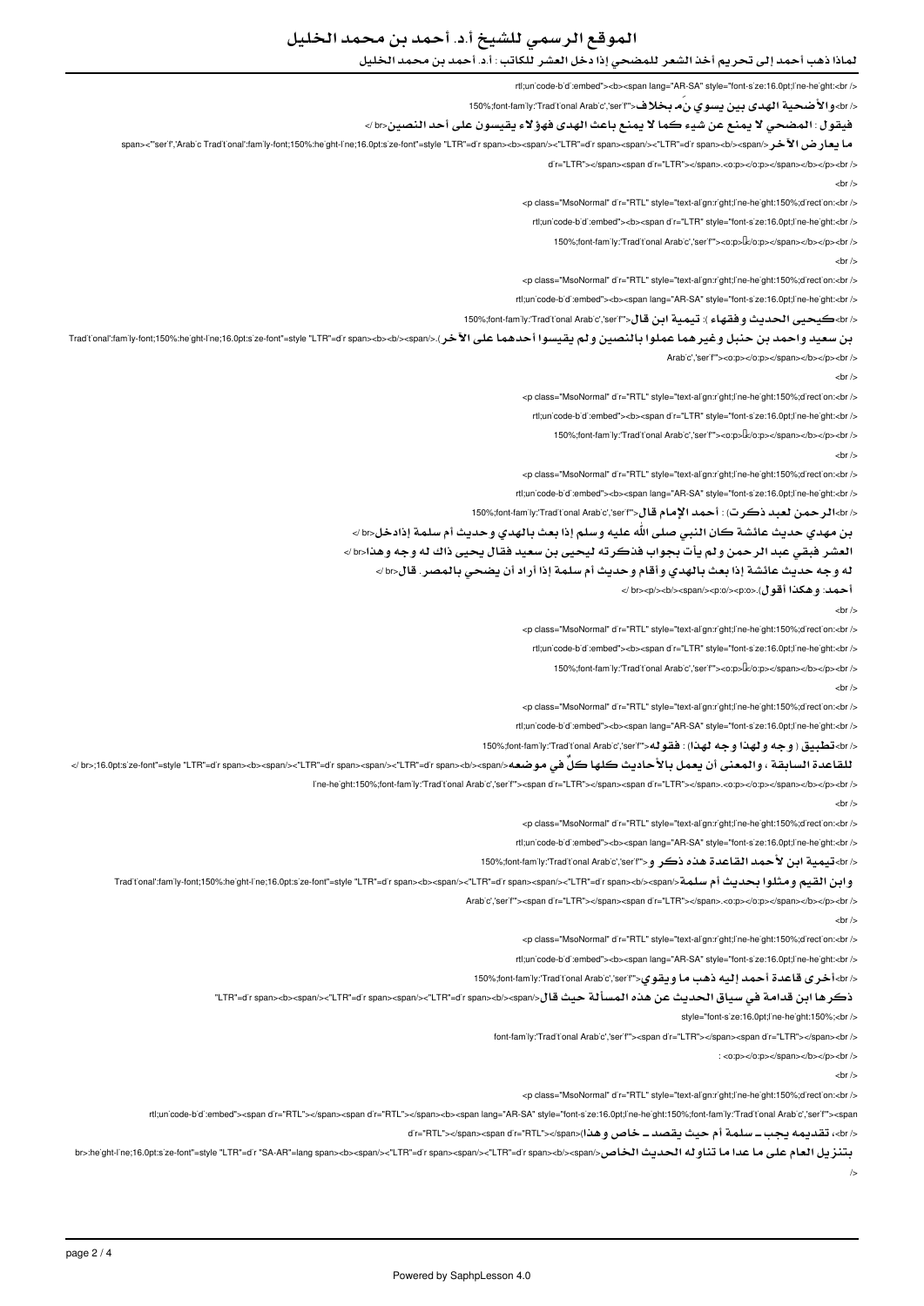rtl;un`code-b`d`:embed"><b><span lang="AR-SA" style="font-s`ze:16.0pt;l`ne-he`ght:<br />

150%;font-fam`ly:'Trad`t`onal Arab`c','ser`f'">والأضحية الهدى بين يسوي نَمه بخلاف<br />

فيقول : المضحي لا يمنع عن شيء كما لا يمنع باعث الهدى فهؤلاء يقيسون على أحد النصين<br />

ما يعارض الآخر</span><b/><span d`r="LTR"><span/><span d`r="LTR"><span/><b/><span d`r="LTR" style="font-s`ze:16.0pt;l`ne-he`ght:150%;font-fam`ly:'Arab`c Trad`t`onal','ser`f'"><span

d`r="LTR"></span><span d`r="LTR"></span>.<o:p></o:p></span></b></p><br />

<br />

<p class="MsoNormal" d`r="RTL" style="text-al`gn:r`ght;l`ne-he`ght:150%;d`rect`on:<br />

rtl;un`code-b`d`:embed"><b><span d`r="LTR" style="font-s`ze:16.0pt;l`ne-he`ght:<br />

150%;font-fam`ly:'Trad`t`onal Arab`c','ser`f'"><o:p>&nbsp;</o:p></span></b></p><br />

<br />

<p class="MsoNormal" d`r="RTL" style="text-al`gn:r`ght;l`ne-he`ght:150%;d`rect`on:<br />

rtl;un`code-b`d`:embed"><b><span lang="AR-SA" style="font-s`ze:16.0pt;l`ne-he`ght:<br />

150%;font-fam`ly:'Trad`t`onal Arab`c','ser`f'">كيحيى الحديث وفقهاء ): تيمية ابن قال<br />

بن سعيد واحمد بن حنبل وغيرهما عملوا بالنصين ولم يقيسوا أحدهما على الآخر).</span><b/><span d`r="LTR" style="font-s`ze:16.0pt;l`ne-he`ght:150%;font-fam`ly:'Trad`t`onal

Arab`c','ser`f'"><o:p></o:p></span></b></p><br />

<br />

<p class="MsoNormal" d`r="RTL" style="text-al`gn:r`ght;l`ne-he`ght:150%;d`rect`on:<br />

rtl;un`code-b`d`:embed"><b><span d`r="LTR" style="font-s`ze:16.0pt;l`ne-he`ght:<br />

150%;font-fam`ly:'Trad`t`onal Arab`c','ser`f'"><o:p>&nbsp;</o:p></span></b></p><br />

<br />

<p class="MsoNormal" d`r="RTL" style="text-al`gn:r`ght;l`ne-he`ght:150%;d`rect`on:<br />

rtl;un`code-b`d`:embed"><b><span lang="AR-SA" style="font-s`ze:16.0pt;l`ne-he`ght:<br />

150%;font-fam`ly:'Trad`t`onal Arab`c','ser`f'">الرحمن لعبد ذكرت) : أحمد الإمام قال<br />

بن مهدي حديث عائشة كان النبي صلى الله عليه وسلم إذا بعث بالهدي وحديث أم سلمة إذادخل<br />

العشر فبقي عبد الرحمن ولم يأت بجواب فذكرته ليحيى بن سعيد فقال يحيى ذاك له وجه وهذا<br />

له وجه حديث عائشة إذا بعث بالهدي وأقام وحديث أم سلمة إذا أراد أن يضحي بالمصر. قال<br />

أحمد: وهكذا أقول).<o:p></o:p></span></b></p><br />

<br />

<p class="MsoNormal" d`r="RTL" style="text-al`gn:r`ght;l`ne-he`ght:150%;d`rect`on:<br />

rtl;un`code-b`d`:embed"><b><span d`r="LTR" style="font-s`ze:16.0pt;l`ne-he`ght:<br />

150%;font-fam`ly:'Trad`t`onal Arab`c','ser`f'"><o:p>&nbsp;</o:p></span></b></p><br />

<br />

<p class="MsoNormal" d`r="RTL" style="text-al`gn:r`ght;l`ne-he`ght:150%;d`rect`on:<br />

rtl;un`code-b`d`:embed"><b><span lang="AR-SA" style="font-s`ze:16.0pt;l`ne-he`ght:<br />

150%;font-fam`ly:'Trad`t`onal Arab`c','ser`f'">تطبيق ( وجه ولهذا وجه لهذا) : فقوله<br />

للقاعدة السابقة ، والمعنى أن يعمل بالأحاديث كلها كلٌ في موضعه</span><b/><span d`r="LTR"><span/><span d`r="LTR"><span/><b/><span d`r="LTR" style="font-s`ze:16.0pt;<br />

l`ne-he`ght:150%;font-fam`ly:'Trad`t`onal Arab`c','ser`f'"><span d`r="LTR"></span><span d`r="LTR"></span>.<o:p></o:p></span></b></p><br />

<br />

<p class="MsoNormal" d`r="RTL" style="text-al`gn:r`ght;l`ne-he`ght:150%;d`rect`on:<br />

rtl;un`code-b`d`:embed"><b><span lang="AR-SA" style="font-s`ze:16.0pt;l`ne-he`ght:<br />

150%;font-fam`ly:'Trad`t`onal Arab`c','ser`f'">تيمية ابن لأحمد القاعدة هذه ذكر و<br />

وابن القيم ومثلوا بحديث أم سلمة</span><b/><span d`r="LTR"><span/><span d`r="LTR"><span/><b/><span d`r="LTR" style="font-s`ze:16.0pt;l`ne-he`ght:150%;font-fam`ly:'Trad`t`onal

Arab`c','ser`f'"><span d`r="LTR"></span><span d`r="LTR"></span>.<o:p></o:p></span></b></p><br />

<br />

<p class="MsoNormal" d`r="RTL" style="text-al`gn:r`ght;l`ne-he`ght:150%;d`rect`on:<br />

rtl;un`code-b`d`:embed"><b><span lang="AR-SA" style="font-s`ze:16.0pt;l`ne-he`ght:<br />

150%;font-fam`ly:'Trad`t`onal Arab`c','ser`f'">أخرى قاعدة أحمد إليه ذهب ما ويقوي<br />

ذكرها ابن قدامة في سياق الحديث عن هذه المسألة حيث قال</span><b/><span d`r="LTR"><span/><span d`r="LTR"><span/><b/><span d`r="LTR"

style="font-s`ze:16.0pt;l`ne-he`ght:150%;<br />

font-fam`ly:'Trad`t`onal Arab`c','ser`f'"><span d`r="LTR"></span><span d`r="LTR"></span><br />

: <o:p></o:p></span></b></p><br />

<br />

<p class="MsoNormal" d`r="RTL" style="text-al`gn:r`ght;l`ne-he`ght:150%;d`rect`on:<br />

rtl;un`code-b`d`:embed"><span d`r="RTL"></span><span d`r="RTL"></span><b><span lang="AR-SA" style="font-s`ze:16.0pt;l`ne-he`ght:150%;font-fam`ly:'Trad`t`onal Arab`c','ser`f'"><span

d`r="RTL"></span><span d`r="RTL"></span>(وهذا خاص ـ يقصد حيث أم ـ سلمة يجب تقديمه ،<br />

بتنزيل العام على ما عدا ما تناوله الحديث الخاص</span><b/><span d`r="LTR"><span/><span d`r="LTR" lang="SA-AR" style="font-s`ze:16.0pt;l`ne-he`ght:<br

/>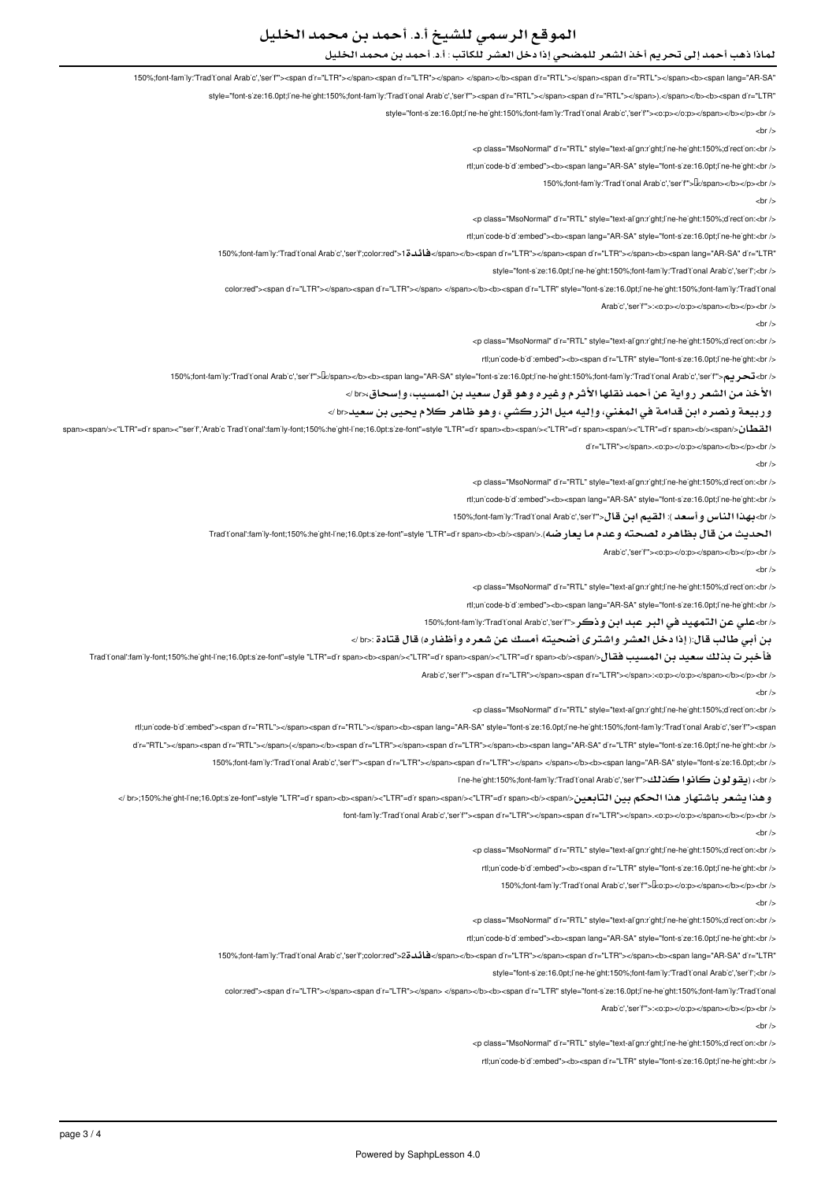```
150%;font-family:'Traditional Arabic','serif'"><span dir="LTR"></span><span dir="LTR"></span> </span></b><span dir="RTL"></span><span dir="RTL"></span><b><span lang="AR-SA"
style="font-size:16.0pt;line-height:150%;font-family:'Traditional Arabic','serif'"><span dir="RTL"></span><span dir="RTL"></span>).</span></b><b><span dir="LTR"
style="font-size:16.0pt;line-height:150%;font-family:'Traditional Arabic','serif'"><o:p></o:p></span></b></p><br />
<br />
<p class="MsoNormal" dir="RTL" style="text-align:right;line-height:150%;direction:<br />
rtl;unicode-bidi:embed"><b><span lang="AR-SA" style="font-size:16.0pt;line-height:<br />
150%;font-family:'Traditional Arabic','serif'"> </span></b></p><br />
<br />
<p class="MsoNormal" dir="RTL" style="text-align:right;line-height:150%;direction:<br />
rtl;unicode-bidi:embed"><b><span lang="AR-SA" style="font-size:16.0pt;line-height:<br />
150%;font-family:'Traditional Arabic','serif';color:red">فائدة1</span></b><span dir="LTR"></span><span dir="LTR"></span><b><span lang="AR-SA" dir="LTR"
style="font-size:16.0pt;line-height:150%;font-family:'Traditional Arabic','serif';<br />
color:red"><span dir="LTR"></span><span dir="LTR"></span> </span></b><b><span dir="LTR" style="font-size:16.0pt;line-height:150%;font-family:'Traditional
Arabic','serif'">:<o:p></o:p></span></b></p><br />
<br />
<p class="MsoNormal" dir="RTL" style="text-align:right;line-height:150%;direction:<br />
rtl;unicode-bidi:embed"><b><span dir="LTR" style="font-size:16.0pt;line-height:<br />
150%;font-family:'Traditional Arabic','serif'"> </span></b><b><span lang="AR-SA" style="font-size:16.0pt;line-height:150%;font-family:'Traditional Arabic','serif'">تحريم<br />
الأخذ من الشعر رواية عن أحمد نقلها الأثرم وغيره وهو قول سعيد بن المسيب، وإسحاق،<br />
وربيعة ونصره ابن قدامة في المغني، وإليه ميل الزركشي، وهو ظاهر كلام يحيى بن سعيد<br />
القطان</span></b><span dir="LTR"></span><span dir="LTR"></span><b><span dir="LTR" style="font-size:16.0pt;line-height:150%;font-family:'Traditional Arabic','serif'"><span dir="LTR"></span><span
dir="LTR"></span>.<o:p></o:p></span></b></p><br />
<br />
<p class="MsoNormal" dir="RTL" style="text-align:right;line-height:150%;direction:<br />
rtl;unicode-bidi:embed"><b><span lang="AR-SA" style="font-size:16.0pt;line-height:<br />
150%;font-family:'Traditional Arabic','serif'">قال ابن القيم: (وأسعد الناس بهذا<br />
الحديث من قال بظاهره لصحته وعدم ما يعارضه).</span></b><b><span dir="LTR" style="font-size:16.0pt;line-height:150%;font-family:'Traditional
Arabic','serif'"><o:p></o:p></span></b></p><br />
<br />
<p class="MsoNormal" dir="RTL" style="text-align:right;line-height:150%;direction:<br />
rtl;unicode-bidi:embed"><b><span lang="AR-SA" style="font-size:16.0pt;line-height:<br />
150%;font-family:'Traditional Arabic','serif'">وذكر ابن عبد البر في التمهيد عن علي<br />
بن أبي طالب قال: (إذا دخل العشر واشترى أضحيته أمسك عن شعره وأظفاره) قال قتادة:<br />
فأخبرت بذلك سعيد بن المسيب فقال</span></b><span dir="LTR"></span><span dir="LTR"></span><b><span dir="LTR" style="font-size:16.0pt;line-height:150%;font-family:'Traditional
Arabic','serif'"><span dir="LTR"></span><span dir="LTR"></span>:<o:p></o:p></span></b></p><br />
<br />
<p class="MsoNormal" dir="RTL" style="text-align:right;line-height:150%;direction:<br />
rtl;unicode-bidi:embed"><span dir="RTL"></span><span dir="RTL"></span><b><span lang="AR-SA" style="font-size:16.0pt;line-height:150%;font-family:'Traditional Arabic','serif'"><span
dir="RTL"></span><span dir="RTL"></span>(</span></b><span dir="LTR"></span><span dir="LTR"></span><b><span lang="AR-SA" dir="LTR" style="font-size:16.0pt;line-height:<br />
150%;font-family:'Traditional Arabic','serif'"><span dir="LTR"></span><span dir="LTR"></span> </span></b><b><span lang="AR-SA" style="font-size:16.0pt;<br />
line-height:150%;font-family:'Traditional Arabic','serif'">يقولون كانوا كذلك)،<br />
وهذا يشعر باشتهار هذا الحكم بين التابعين</span></b><span dir="LTR"></span><span dir="LTR"></span><b><span dir="LTR" style="font-size:16.0pt;line-height:150%;<br />
font-family:'Traditional Arabic','serif'"><span dir="LTR"></span><span dir="LTR"></span>.<o:p></o:p></span></b></p><br />
<br />
<p class="MsoNormal" dir="RTL" style="text-align:right;line-height:150%;direction:<br />
rtl;unicode-bidi:embed"><b><span dir="LTR" style="font-size:16.0pt;line-height:<br />
150%;font-family:'Traditional Arabic','serif'"> <o:p></o:p></span></b></p><br />
<br />
<p class="MsoNormal" dir="RTL" style="text-align:right;line-height:150%;direction:<br />
rtl;unicode-bidi:embed"><b><span lang="AR-SA" style="font-size:16.0pt;line-height:<br />
150%;font-family:'Traditional Arabic','serif';color:red">فائدة2</span></b><span dir="LTR"></span><span dir="LTR"></span><b><span lang="AR-SA" dir="LTR"
style="font-size:16.0pt;line-height:150%;font-family:'Traditional Arabic','serif';<br />
color:red"><span dir="LTR"></span><span dir="LTR"></span> </span></b><b><span dir="LTR" style="font-size:16.0pt;line-height:150%;font-family:'Traditional
Arabic','serif'">:<o:p></o:p></span></b></p><br />
<br />
<p class="MsoNormal" dir="RTL" style="text-align:right;line-height:150%;direction:<br />
rtl;unicode-bidi:embed"><b><span dir="LTR" style="font-size:16.0pt;line-height:<br />
```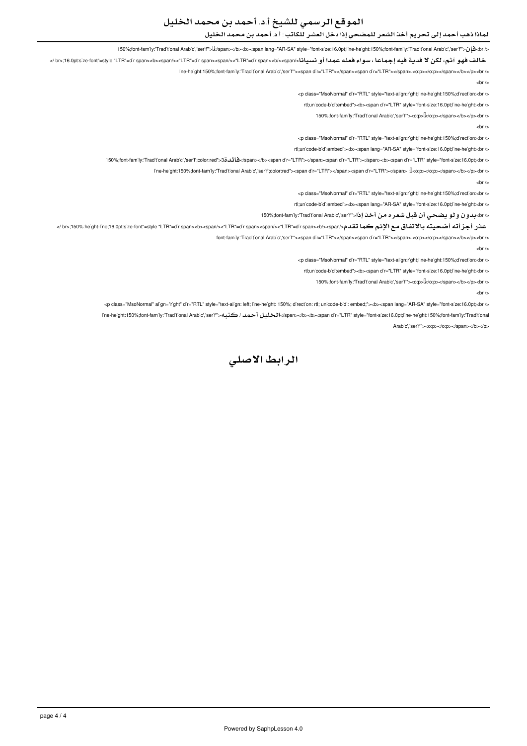150%;font-family:'Traditional Arabic','serif'"></span></b><b><span lang="AR-SA" style="font-size:16.0pt;line-height:150%;font-family:'Traditional Arabic','serif'">فإن<br />

خالف فهو آثم، لكن لا فدية فيه إجماعا ، سواء فعله عمدا أو نسيانا</span></b><span dir="LTR"></span><span dir="LTR"></span><b><span dir="LTR" style="font-size:16.0pt;<br />

line-height:150%;font-family:'Traditional Arabic','serif'"><span dir="LTR"></span><span dir="LTR"></span>.<o:p></o:p></span></b></p><br />

<br />

<p class="MsoNormal" dir="RTL" style="text-align:right;line-height:150%;direction:<br />

rtl;unicode-bidi:embed"><b><span dir="LTR" style="font-size:16.0pt;line-height:<br />

150%;font-family:'Traditional Arabic','serif'"><o:p></o:p></span></b></p><br />

<br />

<p class="MsoNormal" dir="RTL" style="text-align:right;line-height:150%;direction:<br />

rtl;unicode-bidi:embed"><b><span lang="AR-SA" style="font-size:16.0pt;line-height:<br />

150%;font-family:'Traditional Arabic','serif';color:red">فائدة3</span></b><span dir="LTR"></span><span dir="LTR"></span><b><span dir="LTR" style="font-size:16.0pt;<br />

line-height:150%;font-family:'Traditional Arabic','serif';color:red"><span dir="LTR"></span><span dir="LTR"></span> :<o:p></o:p></span></b></p><br />

<br />

<p class="MsoNormal" dir="RTL" style="text-align:right;line-height:150%;direction:<br />

rtl;unicode-bidi:embed"><b><span lang="AR-SA" style="font-size:16.0pt;line-height:<br />

150%;font-family:'Traditional Arabic','serif'">إذا أخذ من شعره قبل أن يضحي ولو بدون<br />

عذر أجزأته أضحيته بالاتفاق مع الإثم كما تقدم</span></b><span dir="LTR"></span><span dir="LTR"></span><b><span dir="LTR" style="font-size:16.0pt;line-height:150%;<br />

font-family:'Traditional Arabic','serif'"><span dir="LTR"></span><span dir="LTR"></span>.<o:p></o:p></span></b></p><br />

<br />

<p class="MsoNormal" dir="RTL" style="text-align:right;line-height:150%;direction:<br />

rtl;unicode-bidi:embed"><b><span dir="LTR" style="font-size:16.0pt;line-height:<br />

150%;font-family:'Traditional Arabic','serif'"><o:p></o:p></span></b></p><br />

<br />

<p class="MsoNormal" align="right" dir="RTL" style="text-align: left; line-height: 150%; direction: rtl; unicode-bidi: embed;"><b><span lang="AR-SA" style="font-size:16.0pt;<br />

line-height:150%;font-family:'Traditional Arabic','serif'">كتبه / أحمد الخليل</span></b><b><span dir="LTR" style="font-size:16.0pt;line-height:150%;font-family:'Traditional Arabic','serif'"><o:p></o:p></span></b></p>

## الرابط الاصلي